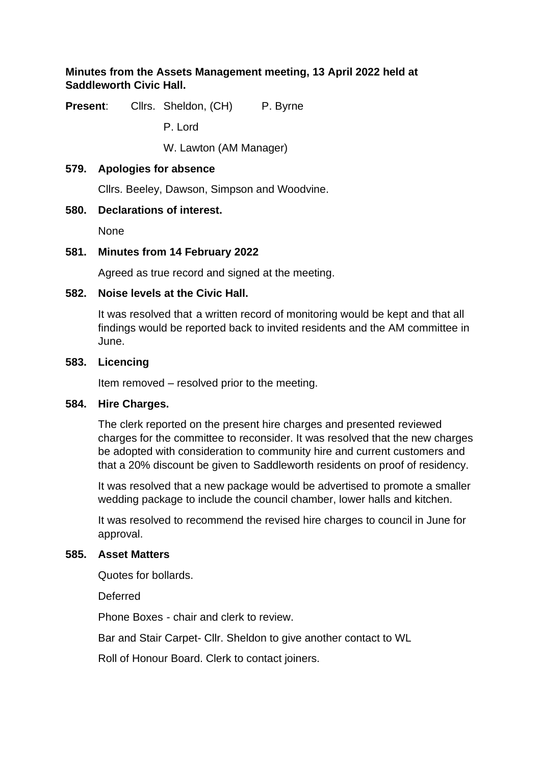**Minutes from the Assets Management meeting, 13 April 2022 held at Saddleworth Civic Hall.**

**Present**: Cllrs. Sheldon, (CH) P. Byrne

P. Lord

W. Lawton (AM Manager)

**579. Apologies for absence**

Cllrs. Beeley, Dawson, Simpson and Woodvine.

**580. Declarations of interest.**

None

**581. Minutes from 14 February 2022**

Agreed as true record and signed at the meeting.

**582. Noise levels at the Civic Hall.**

It was resolved that a written record of monitoring would be kept and that all findings would be reported back to invited residents and the AM committee in June.

**583. Licencing**

Item removed – resolved prior to the meeting.

**584. Hire Charges.**

The clerk reported on the present hire charges and presented reviewed charges for the committee to reconsider. It was resolved that the new charges be adopted with consideration to community hire and current customers and that a 20% discount be given to Saddleworth residents on proof of residency.

It was resolved that a new package would be advertised to promote a smaller wedding package to include the council chamber, lower halls and kitchen.

It was resolved to recommend the revised hire charges to council in June for approval.

**585. Asset Matters**

Quotes for bollards.

Deferred

Phone Boxes - chair and clerk to review.

Bar and Stair Carpet- Cllr. Sheldon to give another contact to WL

Roll of Honour Board. Clerk to contact joiners.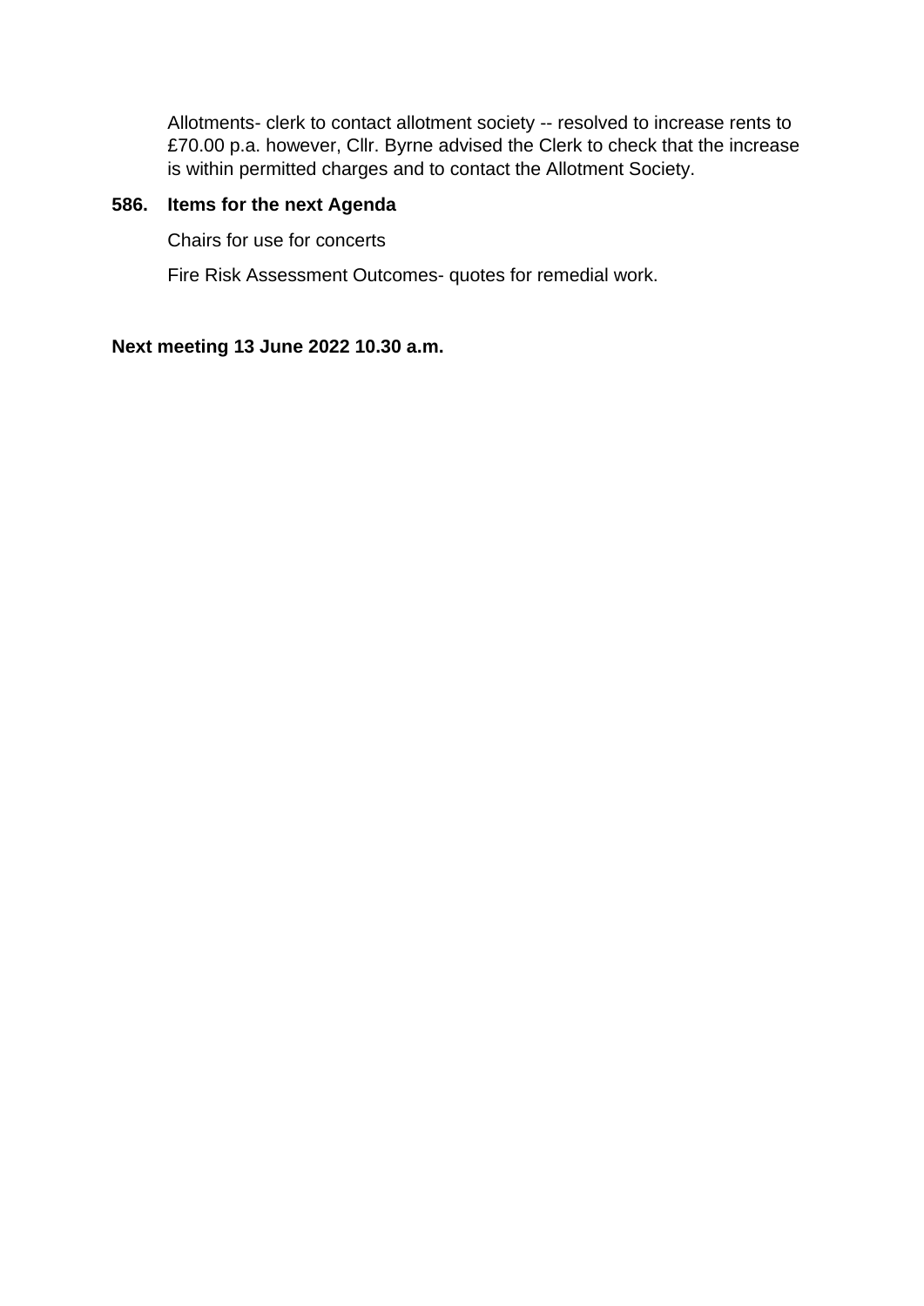Allotments- clerk to contact allotment society -- resolved to increase rents to £70.00 p.a. however, Cllr. Byrne advised the Clerk to check that the increase is within permitted charges and to contact the Allotment Society.

**586. Items for the next Agenda**

Chairs for use for concerts

Fire Risk Assessment Outcomes- quotes for remedial work.

**Next meeting 13 June 2022 10.30 a.m.**